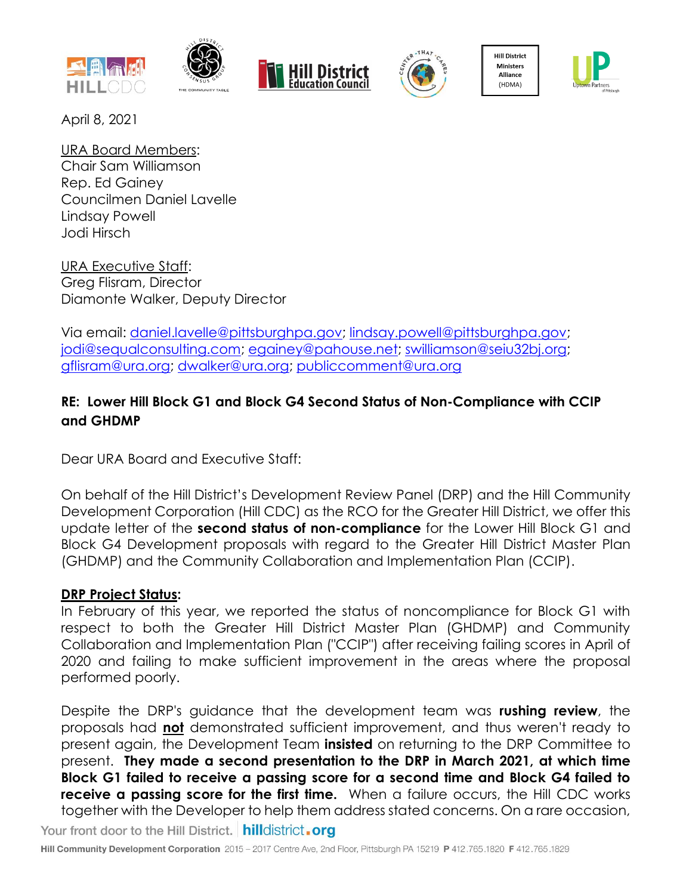April 8, 2021

URA Board Members:
Chair Sam Williamson
Rep. Ed Gainey
Councilmen Daniel Lavelle
Lindsay Powell
Jodi Hirsch

URA Executive Staff:
Greg Flisram, Director
Diamonte Walker, Deputy Director

Via email: daniel.lavelle@pittsburghpa.gov; lindsay.powell@pittsburghpa.gov; jodi@sequalconsulting.com; egainey@pahouse.net; swilliamson@seiu32bj.org; gflisram@ura.org; dwalker@ura.org; publiccomment@ura.org

**RE: Lower Hill Block G1 and Block G4 Second Status of Non-Compliance with CCIP and GHDMP**

Dear URA Board and Executive Staff:

On behalf of the Hill District's Development Review Panel (DRP) and the Hill Community Development Corporation (Hill CDC) as the RCO for the Greater Hill District, we offer this update letter of the **second status of non-compliance** for the Lower Hill Block G1 and Block G4 Development proposals with regard to the Greater Hill District Master Plan (GHDMP) and the Community Collaboration and Implementation Plan (CCIP).

**DRP Project Status:**

In February of this year, we reported the status of noncompliance for Block G1 with respect to both the Greater Hill District Master Plan (GHDMP) and Community Collaboration and Implementation Plan ("CCIP") after receiving failing scores in April of 2020 and failing to make sufficient improvement in the areas where the proposal performed poorly.

Despite the DRP's guidance that the development team was **rushing review**, the proposals had **not** demonstrated sufficient improvement, and thus weren't ready to present again, the Development Team **insisted** on returning to the DRP Committee to present. **They made a second presentation to the DRP in March 2021, at which time Block G1 failed to receive a passing score for a second time and Block G4 failed to receive a passing score for the first time.** When a failure occurs, the Hill CDC works together with the Developer to help them address stated concerns. On a rare occasion,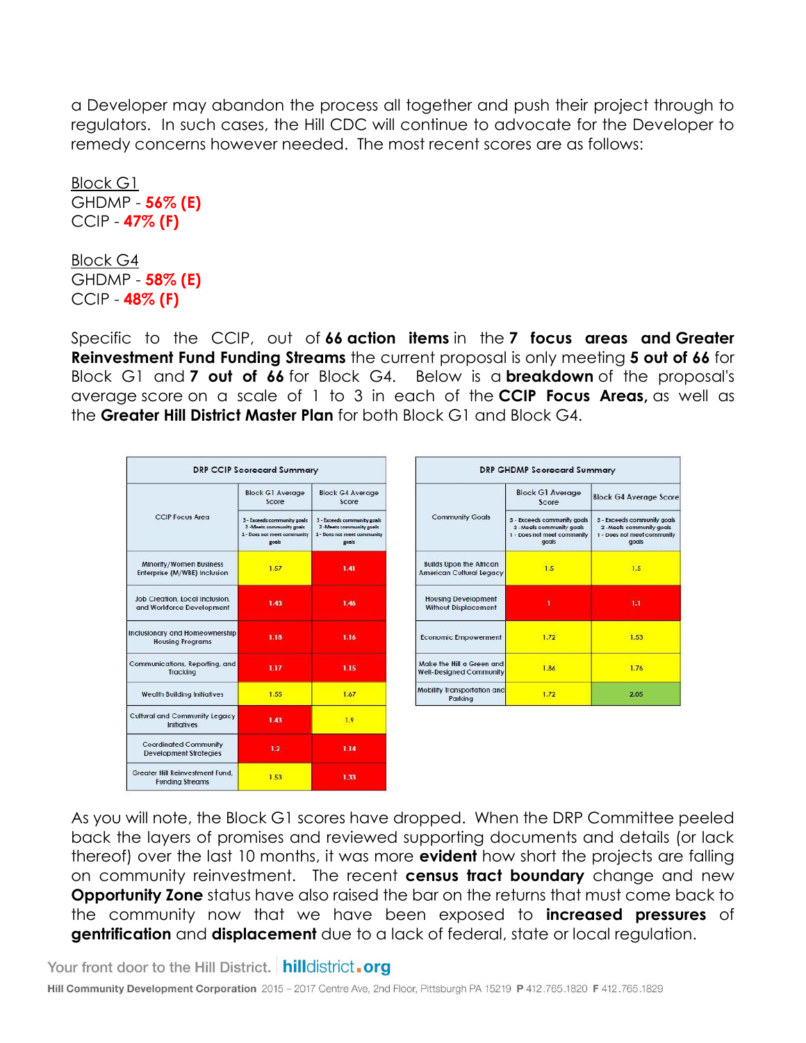a Developer may abandon the process all together and push their project through to regulators. In such cases, the Hill CDC will continue to advocate for the Developer to remedy concerns however needed. The most recent scores are as follows:

<u>Block G1</u>
GHDMP - **56% (E)**
CCIP - **47% (F)**

<u>Block G4</u>
GHDMP - **58% (E)**
CCIP - **48% (F)**

Specific to the CCIP, out of **66 action items** in the **7 focus areas and Greater Reinvestment Fund Funding Streams** the current proposal is only meeting **5 out of 66** for Block G1 and **7 out of 66** for Block G4. Below is a **breakdown** of the proposal's average score on a scale of 1 to 3 in each of the **CCIP Focus Areas,** as well as the **Greater Hill District Master Plan** for both Block G1 and Block G4.

| DRP CCIP Scorecard Summary | | |
|---|---|---|
| CCIP Focus Area | Block G1 Average Score<br>3 - Exceeds community goals<br>2 - Meets community goals<br>1 - Does not meet community goals | Block G4 Average Score<br>3 - Exceeds community goals<br>2 - Meets community goals<br>1 - Does not meet community goals |
| Minority/Women Business Enterprise (M/WBE) Inclusion | 1.57 | 1.41 |
| Job Creation, Local Inclusion, and Workforce Development | 1.43 | 1.46 |
| Inclusionary and Homeownership Housing Programs | 1.18 | 1.16 |
| Communications, Reporting, and Tracking | 1.17 | 1.15 |
| Wealth Building Initiatives | 1.55 | 1.67 |
| Cultural and Community Legacy Initiatives | 1.43 | 1.9 |
| Coordinated Community Development Strategies | 1.2 | 1.14 |
| Greater Hill Reinvestment Fund, Funding Streams | 1.53 | 1.33 |

| DRP GHDMP Scorecard Summary | | |
|---|---|---|
| Community Goals | Block G1 Average Score<br>3 - Exceeds community goals<br>2 - Meets community goals<br>1 - Does not meet community goals | Block G4 Average Score<br>3 - Exceeds community goals<br>2 - Meets community goals<br>1 - Does not meet community goals |
| Builds Upon the African American Cultural Legacy | 1.5 | 1.5 |
| Housing Development Without Displacement | 1 | 1.1 |
| Economic Empowerment | 1.72 | 1.53 |
| Make the Hill a Green and Well-Designed Community | 1.86 | 1.76 |
| Mobility Transportation and Parking | 1.72 | 2.05 |

As you will note, the Block G1 scores have dropped. When the DRP Committee peeled back the layers of promises and reviewed supporting documents and details (or lack thereof) over the last 10 months, it was more **evident** how short the projects are falling on community reinvestment. The recent **census tract boundary** change and new **Opportunity Zone** status have also raised the bar on the returns that must come back to the community now that we have been exposed to **increased pressures** of **gentrification** and **displacement** due to a lack of federal, state or local regulation.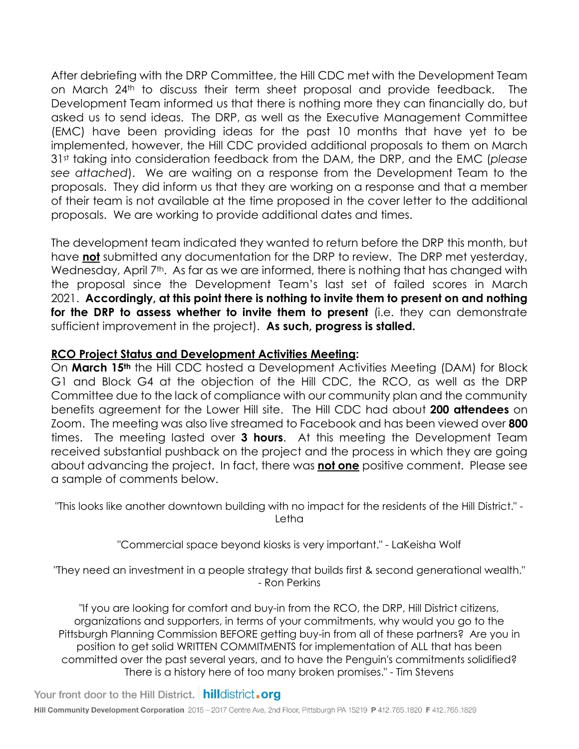After debriefing with the DRP Committee, the Hill CDC met with the Development Team on March 24th to discuss their term sheet proposal and provide feedback. The Development Team informed us that there is nothing more they can financially do, but asked us to send ideas. The DRP, as well as the Executive Management Committee (EMC) have been providing ideas for the past 10 months that have yet to be implemented, however, the Hill CDC provided additional proposals to them on March 31st taking into consideration feedback from the DAM, the DRP, and the EMC (*please see attached*). We are waiting on a response from the Development Team to the proposals. They did inform us that they are working on a response and that a member of their team is not available at the time proposed in the cover letter to the additional proposals. We are working to provide additional dates and times.

The development team indicated they wanted to return before the DRP this month, but have ***not*** submitted any documentation for the DRP to review. The DRP met yesterday, Wednesday, April 7th. As far as we are informed, there is nothing that has changed with the proposal since the Development Team's last set of failed scores in March 2021. **Accordingly, at this point there is nothing to invite them to present on and nothing for the DRP to assess whether to invite them to present** (i.e. they can demonstrate sufficient improvement in the project). **As such, progress is stalled.**

**RCO Project Status and Development Activities Meeting:**

On **March 15th** the Hill CDC hosted a Development Activities Meeting (DAM) for Block G1 and Block G4 at the objection of the Hill CDC, the RCO, as well as the DRP Committee due to the lack of compliance with our community plan and the community benefits agreement for the Lower Hill site. The Hill CDC had about **200 attendees** on Zoom. The meeting was also live streamed to Facebook and has been viewed over **800** times. The meeting lasted over **3 hours**. At this meeting the Development Team received substantial pushback on the project and the process in which they are going about advancing the project. In fact, there was ***not one*** positive comment. Please see a sample of comments below.

"This looks like another downtown building with no impact for the residents of the Hill District." - Letha

"Commercial space beyond kiosks is very important." - LaKeisha Wolf

"They need an investment in a people strategy that builds first & second generational wealth." - Ron Perkins

"If you are looking for comfort and buy-in from the RCO, the DRP, Hill District citizens, organizations and supporters, in terms of your commitments, why would you go to the Pittsburgh Planning Commission BEFORE getting buy-in from all of these partners? Are you in position to get solid WRITTEN COMMITMENTS for implementation of ALL that has been committed over the past several years, and to have the Penguin's commitments solidified? There is a history here of too many broken promises." - Tim Stevens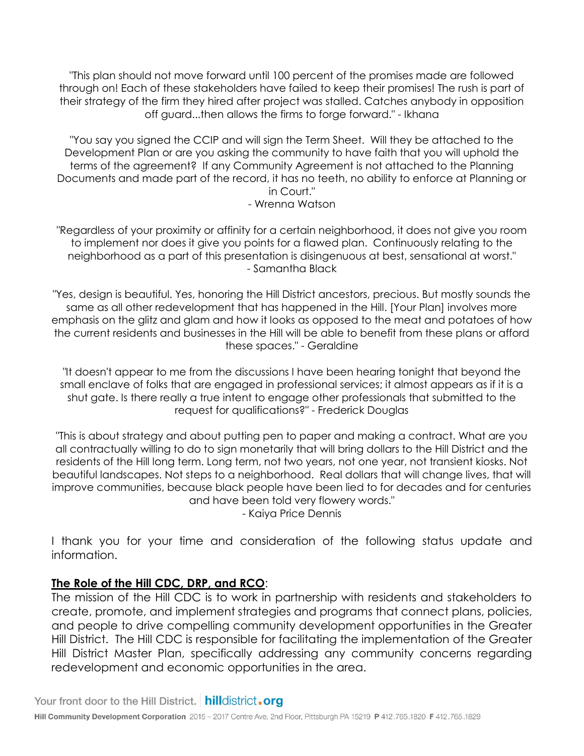"This plan should not move forward until 100 percent of the promises made are followed through on! Each of these stakeholders have failed to keep their promises! The rush is part of their strategy of the firm they hired after project was stalled. Catches anybody in opposition off guard...then allows the firms to forge forward." - Ikhana

"You say you signed the CCIP and will sign the Term Sheet. Will they be attached to the Development Plan or are you asking the community to have faith that you will uphold the terms of the agreement? If any Community Agreement is not attached to the Planning Documents and made part of the record, it has no teeth, no ability to enforce at Planning or in Court."
- Wrenna Watson

"Regardless of your proximity or affinity for a certain neighborhood, it does not give you room to implement nor does it give you points for a flawed plan. Continuously relating to the neighborhood as a part of this presentation is disingenuous at best, sensational at worst."
- Samantha Black

"Yes, design is beautiful. Yes, honoring the Hill District ancestors, precious. But mostly sounds the same as all other redevelopment that has happened in the Hill. [Your Plan] involves more emphasis on the glitz and glam and how it looks as opposed to the meat and potatoes of how the current residents and businesses in the Hill will be able to benefit from these plans or afford these spaces." - Geraldine

"It doesn't appear to me from the discussions I have been hearing tonight that beyond the small enclave of folks that are engaged in professional services; it almost appears as if it is a shut gate. Is there really a true intent to engage other professionals that submitted to the request for qualifications?" - Frederick Douglas

"This is about strategy and about putting pen to paper and making a contract. What are you all contractually willing to do to sign monetarily that will bring dollars to the Hill District and the residents of the Hill long term. Long term, not two years, not one year, not transient kiosks. Not beautiful landscapes. Not steps to a neighborhood. Real dollars that will change lives, that will improve communities, because black people have been lied to for decades and for centuries and have been told very flowery words."
- Kaiya Price Dennis

I thank you for your time and consideration of the following status update and information.

**The Role of the Hill CDC, DRP, and RCO**:

The mission of the Hill CDC is to work in partnership with residents and stakeholders to create, promote, and implement strategies and programs that connect plans, policies, and people to drive compelling community development opportunities in the Greater Hill District. The Hill CDC is responsible for facilitating the implementation of the Greater Hill District Master Plan, specifically addressing any community concerns regarding redevelopment and economic opportunities in the area.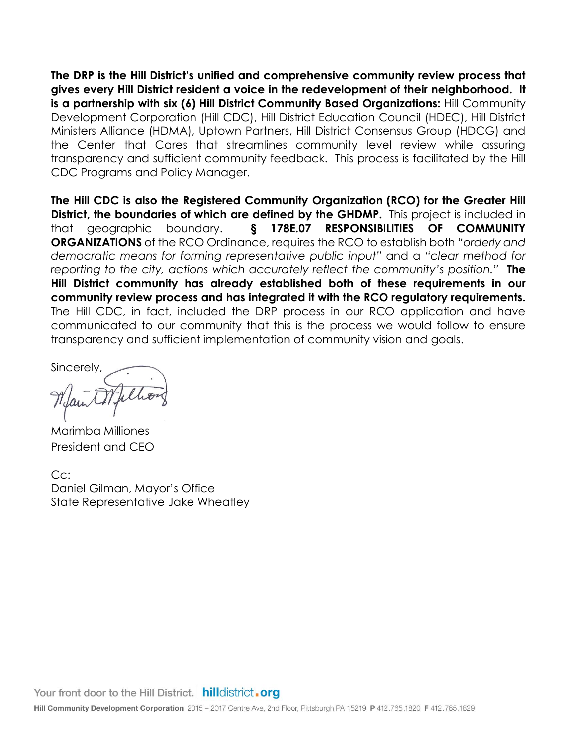**The DRP is the Hill District's unified and comprehensive community review process that gives every Hill District resident a voice in the redevelopment of their neighborhood. It is a partnership with six (6) Hill District Community Based Organizations:** Hill Community Development Corporation (Hill CDC), Hill District Education Council (HDEC), Hill District Ministers Alliance (HDMA), Uptown Partners, Hill District Consensus Group (HDCG) and the Center that Cares that streamlines community level review while assuring transparency and sufficient community feedback. This process is facilitated by the Hill CDC Programs and Policy Manager.

**The Hill CDC is also the Registered Community Organization (RCO) for the Greater Hill District, the boundaries of which are defined by the GHDMP.** This project is included in that geographic boundary. **§ 178E.07 RESPONSIBILITIES OF COMMUNITY ORGANIZATIONS** of the RCO Ordinance, requires the RCO to establish both "*orderly and democratic means for forming representative public input*" and a "*clear method for reporting to the city, actions which accurately reflect the community's position.*" **The Hill District community has already established both of these requirements in our community review process and has integrated it with the RCO regulatory requirements.** The Hill CDC, in fact, included the DRP process in our RCO application and have communicated to our community that this is the process we would follow to ensure transparency and sufficient implementation of community vision and goals.

Sincerely,

Marimba Milliones
President and CEO

Cc:
Daniel Gilman, Mayor's Office
State Representative Jake Wheatley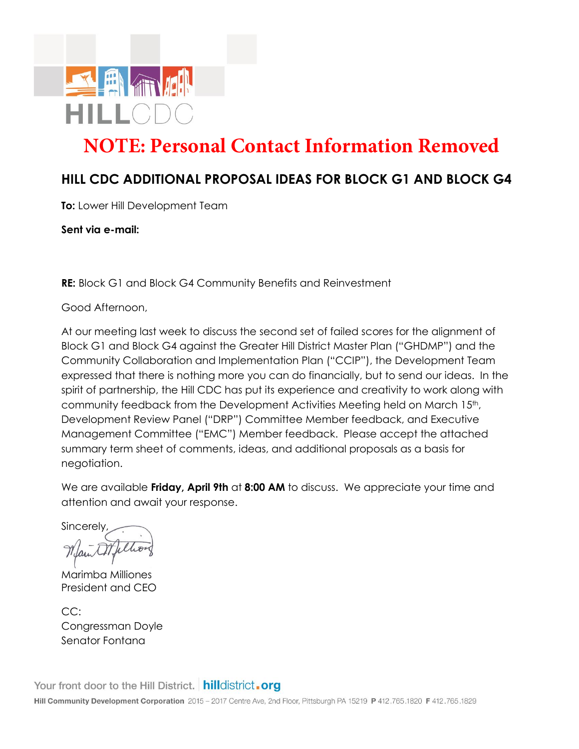HILLCDC

**NOTE: Personal Contact Information Removed**

## HILL CDC ADDITIONAL PROPOSAL IDEAS FOR BLOCK G1 AND BLOCK G4

**To:** Lower Hill Development Team

**Sent via e-mail:**

**RE:** Block G1 and Block G4 Community Benefits and Reinvestment

Good Afternoon,

At our meeting last week to discuss the second set of failed scores for the alignment of Block G1 and Block G4 against the Greater Hill District Master Plan ("GHDMP") and the Community Collaboration and Implementation Plan ("CCIP"), the Development Team expressed that there is nothing more you can do financially, but to send our ideas. In the spirit of partnership, the Hill CDC has put its experience and creativity to work along with community feedback from the Development Activities Meeting held on March 15th, Development Review Panel ("DRP") Committee Member feedback, and Executive Management Committee ("EMC") Member feedback. Please accept the attached summary term sheet of comments, ideas, and additional proposals as a basis for negotiation.

We are available **Friday, April 9th** at **8:00 AM** to discuss. We appreciate your time and attention and await your response.

Sincerely,

Marimba Milliones
President and CEO

CC:
Congressman Doyle
Senator Fontana

Your front door to the Hill District. hilldistrict.org

**Hill Community Development Corporation** 2015 – 2017 Centre Ave, 2nd Floor, Pittsburgh PA 15219 **P** 412.765.1820 **F** 412.765.1829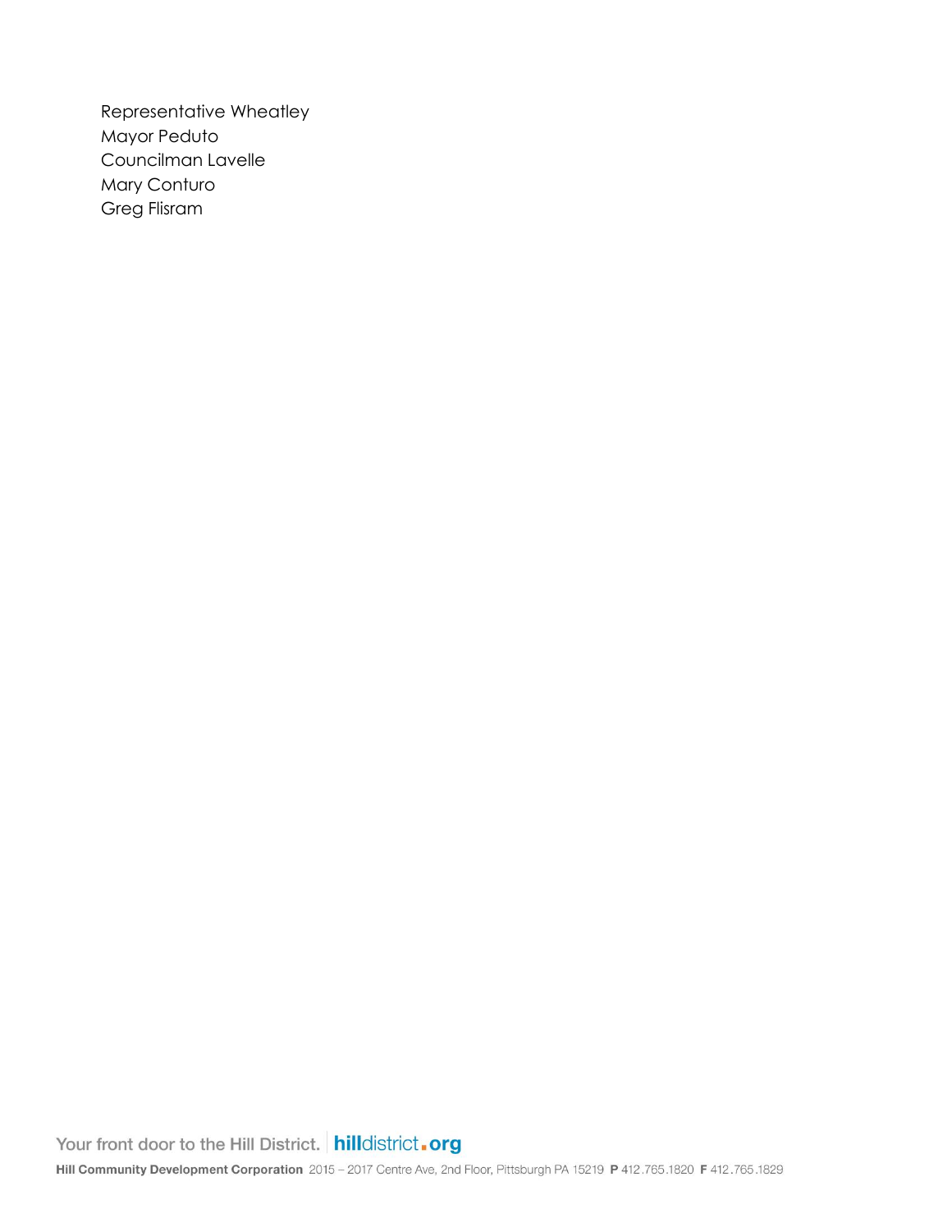Representative Wheatley
Mayor Peduto
Councilman Lavelle
Mary Conturo
Greg Flisram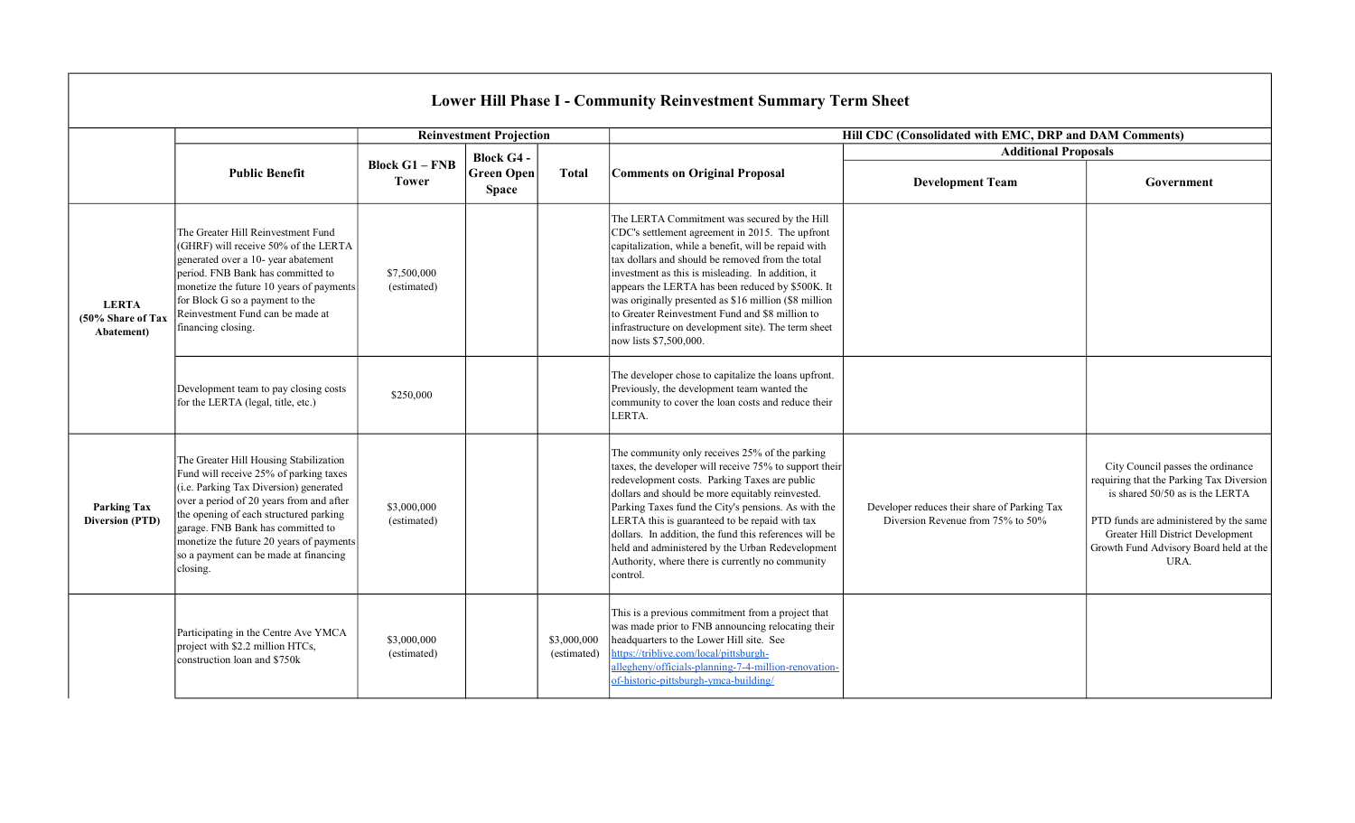# Lower Hill Phase I - Community Reinvestment Summary Term Sheet

| | | Reinvestment Projection | | | Hill CDC (Consolidated with EMC, DRP and DAM Comments) | | |
|---|---|---|---|---|---|---|---|
| | | | | | | Additional Proposals | |
| | **Public Benefit** | **Block G1 – FNB Tower** | **Block G4 - Green Open Space** | **Total** | **Comments on Original Proposal** | **Development Team** | **Government** |
| **LERTA (50% Share of Tax Abatement)** | The Greater Hill Reinvestment Fund (GHRF) will receive 50% of the LERTA generated over a 10- year abatement period. FNB Bank has committed to monetize the future 10 years of payments for Block G so a payment to the Reinvestment Fund can be made at financing closing. | $7,500,000 (estimated) | | | The LERTA Commitment was secured by the Hill CDC's settlement agreement in 2015. The upfront capitalization, while a benefit, will be repaid with tax dollars and should be removed from the total investment as this is misleading. In addition, it appears the LERTA has been reduced by $500K. It was originally presented as $16 million ($8 million to Greater Reinvestment Fund and $8 million to infrastructure on development site). The term sheet now lists $7,500,000. | | |
| | Development team to pay closing costs for the LERTA (legal, title, etc.) | $250,000 | | | The developer chose to capitalize the loans upfront. Previously, the development team wanted the community to cover the loan costs and reduce their LERTA. | | |
| **Parking Tax Diversion (PTD)** | The Greater Hill Housing Stabilization Fund will receive 25% of parking taxes (i.e. Parking Tax Diversion) generated over a period of 20 years from and after the opening of each structured parking garage. FNB Bank has committed to monetize the future 20 years of payments so a payment can be made at financing closing. | $3,000,000 (estimated) | | | The community only receives 25% of the parking taxes, the developer will receive 75% to support their redevelopment costs. Parking Taxes are public dollars and should be more equitably reinvested. Parking Taxes fund the City's pensions. As with the LERTA this is guaranteed to be repaid with tax dollars. In addition, the fund this references will be held and administered by the Urban Redevelopment Authority, where there is currently no community control. | Developer reduces their share of Parking Tax Diversion Revenue from 75% to 50% | City Council passes the ordinance requiring that the Parking Tax Diversion is shared 50/50 as is the LERTA<br><br>PTD funds are administered by the same Greater Hill District Development Growth Fund Advisory Board held at the URA. |
| | Participating in the Centre Ave YMCA project with $2.2 million HTCs, construction loan and $750k | $3,000,000 (estimated) | | $3,000,000 (estimated) | This is a previous commitment from a project that was made prior to FNB announcing relocating their headquarters to the Lower Hill site. See [https://triblive.com/local/pittsburgh-allegheny/officials-planning-7-4-million-renovation-of-historic-pittsburgh-ymca-building/](https://triblive.com/local/pittsburgh-allegheny/officials-planning-7-4-million-renovation-of-historic-pittsburgh-ymca-building/) | | |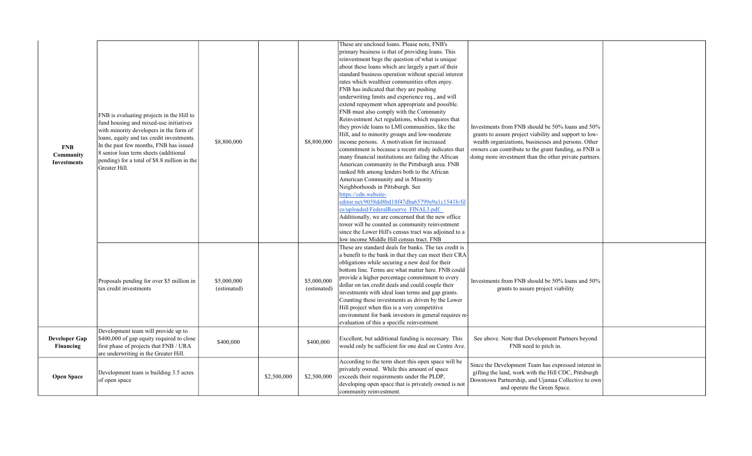| | | | | | | | |
|---|---|---|---|---|---|---|---|
| **FNB Community Investments** | FNB is evaluating projects in the Hill to fund housing and mixed-use initiatives with minority developers in the form of loans, equity and tax credit investments. In the past few months, FNB has issued 8 senior loan term sheets (additional pending) for a total of $8.8 million in the Greater Hill. | $8,800,000 | | $8,800,000 | These are unclosed loans. Please note, FNB's primary business is that of providing loans. This reinvestment begs the question of what is unique about these loans which are largely a part of their standard business operation without special interest rates which wealthier communities often enjoy. FNB has indicated that they are pushing underwriting limits and experience req., and will extend repayment when appropriate and possible. FNB must also comply with the Community Reinvestment Act regulations, which requires that they provide loans to LMI communities, like the Hill, and to minority groups and low-moderate income persons. A motivation for increased commitment is because a recent study indicates that many financial institutions are failing the African American community in the Pittsburgh area. FNB ranked 8th among lenders both to the African American Community and in Minority Neighborhoods in Pittsburgh. See https://cdn.website-editor.net/9058dd8bd18f47dba65799e9a1c1541b/files/uploaded/FederalReserve_FINAL3.pdf. Additionally, we are concerned that the new office tower will be counted as community reinvestment since the Lower Hill's census tract was adjoined to a low income Middle Hill census tract. FNB | Investments from FNB should be 50% loans and 50% grants to assure project viability and support to low-wealth organizations, businesses and persons. Other owners can contribute to the grant funding, as FNB is doing more investment than the other private partners. | |
| | Proposals pending for over $5 million in tax credit investments | $5,000,000 (estimated) | | $5,000,000 (estimated) | These are standard deals for banks. The tax credit is a benefit to the bank in that they can meet their CRA obligations while securing a new deal for their bottom line. Terms are what matter here. FNB could provide a higher percentage commitment to every dollar on tax credit deals and could couple their investments with ideal loan terms and gap grants. Counting these investments as driven by the Lower Hill project when this is a very competitive environment for bank investors in general requires re-evaluation of this a specific reinvestment. | Investments from FNB should be 50% loans and 50% grants to assure project viability | |
| **Developer Gap Financing** | Development team will provide up to $400,000 of gap equity required to close first phase of projects that FNB / URA are underwriting in the Greater Hill. | $400,000 | | $400,000 | Excellent, but additional funding is necessary. This would only be sufficient for one deal on Centre Ave. | See above. Note that Development Partners beyond FNB need to pitch in. | |
| **Open Space** | Development team is building 3.5 acres of open space | | $2,500,000 | $2,500,000 | According to the term sheet this open space will be privately owned. While this amount of space exceeds their requirements under the PLDP, developing open space that is privately owned is not community reinvestment. | Since the Development Team has expressed interest in gifting the land, work with the Hill CDC, Pittsburgh Downtown Partnership, and Ujamaa Collective to own and operate the Green Space. | |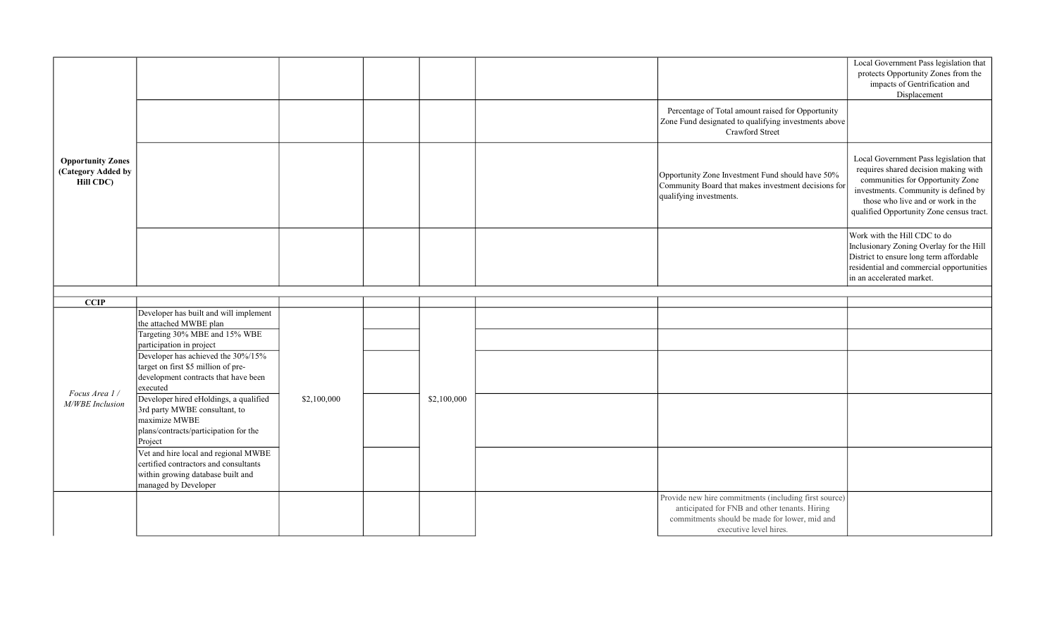| | | | | | | | |
|---|---|---|---|---|---|---|---|
| **Opportunity Zones (Category Added by Hill CDC)** | | | | | | | Local Government Pass legislation that protects Opportunity Zones from the impacts of Gentrification and Displacement |
| | | | | | | Percentage of Total amount raised for Opportunity Zone Fund designated to qualifying investments above Crawford Street | |
| | | | | | | Opportunity Zone Investment Fund should have 50% Community Board that makes investment decisions for qualifying investments. | Local Government Pass legislation that requires shared decision making with communities for Opportunity Zone investments. Community is defined by those who live and or work in the qualified Opportunity Zone census tract. |
| | | | | | | | Work with the Hill CDC to do Inclusionary Zoning Overlay for the Hill District to ensure long term affordable residential and commercial opportunities in an accelerated market. |
| | | | | | | | |
| **CCIP** | | | | | | | |
| *Focus Area 1 / M/WBE Inclusion* | Developer has built and will implement the attached MWBE plan | $2,100,000 | | $2,100,000 | | | |
| | Targeting 30% MBE and 15% WBE participation in project | | | | | | |
| | Developer has achieved the 30%/15% target on first $5 million of pre-development contracts that have been executed | | | | | | |
| | Developer hired eHoldings, a qualified 3rd party MWBE consultant, to maximize MWBE plans/contracts/participation for the Project | | | | | | |
| | Vet and hire local and regional MWBE certified contractors and consultants within growing database built and managed by Developer | | | | | | |
| | | | | | | Provide new hire commitments (including first source) anticipated for FNB and other tenants. Hiring commitments should be made for lower, mid and executive level hires. | |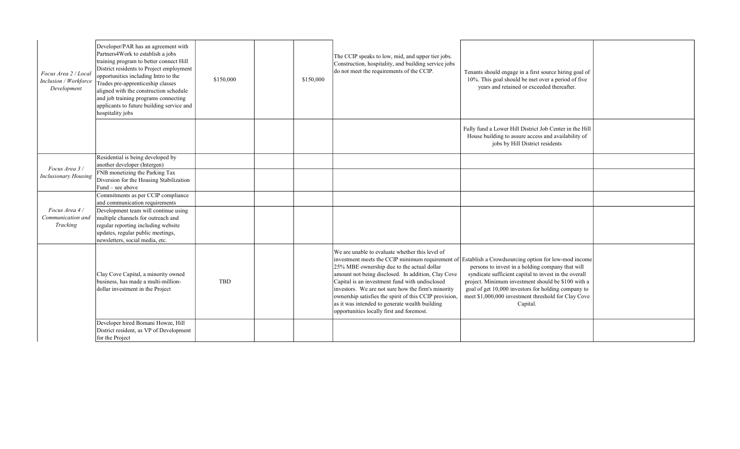| | | | | | | | |
|---|---|---|---|---|---|---|---|
| *Focus Area 2 / Local Inclusion / Workforce Development* | Developer/PAR has an agreement with Partners4Work to establish a jobs training program to better connect Hill District residents to Project employment opportunities including Intro to the Trades pre-apprenticeship classes aligned with the construction schedule and job training programs connecting applicants to future building service and hospitality jobs | $150,000 | | $150,000 | The CCIP speaks to low, mid, and upper tier jobs. Construction, hospitality, and building service jobs do not meet the requirements of the CCIP. | Tenants should engage in a first source hiring goal of 10%. This goal should be met over a period of five years and retained or exceeded thereafter. | |
| | | | | | | Fully fund a Lower Hill District Job Center in the Hill House building to assure access and availability of jobs by Hill District residents | |
| *Focus Area 3 / Inclusionary Housing* | Residential is being developed by another developer (Intergen) | | | | | | |
| | FNB monetizing the Parking Tax Diversion for the Housing Stabilization Fund – see above | | | | | | |
| *Focus Area 4 / Communication and Tracking* | Commitments as per CCIP compliance and communication requirements | | | | | | |
| | Development team will continue using multiple channels for outreach and regular reporting including website updates, regular public meetings, newsletters, social media, etc. | | | | | | |
| | Clay Cove Capital, a minority owned business, has made a multi-million-dollar investment in the Project | TBD | | | We are unable to evaluate whether this level of investment meets the CCIP minimum requirement of 25% MBE ownership due to the actual dollar amount not being disclosed. In addition, Clay Cove Capital is an investment fund with undisclosed investors. We are not sure how the firm's minority ownership satisfies the spirit of this CCIP provision, as it was intended to generate wealth building opportunities locally first and foremost. | Establish a Crowdsourcing option for low-mod income persons to invest in a holding company that will syndicate sufficient capital to invest in the overall project. Minimum investment should be $100 with a goal of get 10,000 investors for holding company to meet $1,000,000 investment threshold for Clay Cove Capital. | |
| | Developer hired Bomani Howze, Hill District resident, as VP of Development for the Project | | | | | | |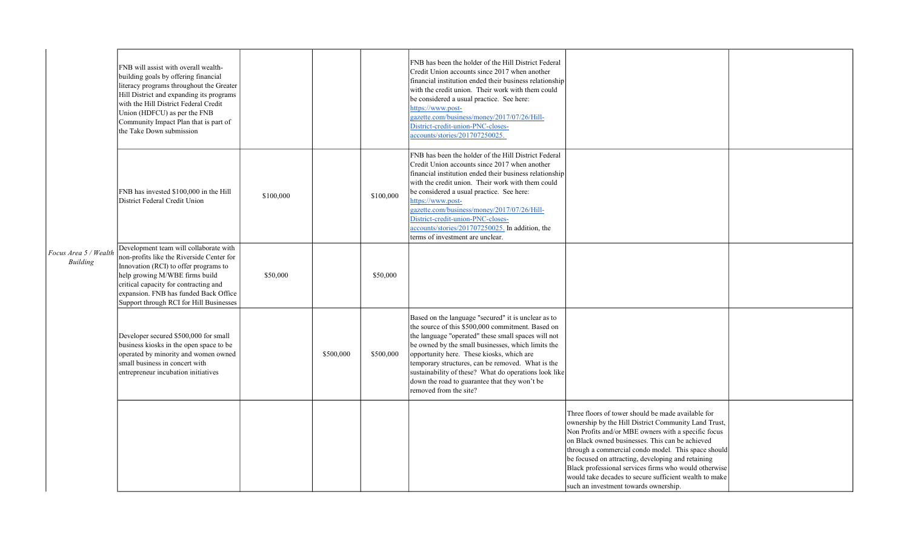| | | | | | | | |
|---|---|---|---|---|---|---|---|
| *Focus Area 5 / Wealth Building* | FNB will assist with overall wealth-building goals by offering financial literacy programs throughout the Greater Hill District and expanding its programs with the Hill District Federal Credit Union (HDFCU) as per the FNB Community Impact Plan that is part of the Take Down submission | | | | FNB has been the holder of the Hill District Federal Credit Union accounts since 2017 when another financial institution ended their business relationship with the credit union. Their work with them could be considered a usual practice. See here: https://www.post-gazette.com/business/money/2017/07/26/Hill-District-credit-union-PNC-closes-accounts/stories/201707250025. | | |
| | FNB has invested $100,000 in the Hill District Federal Credit Union | $100,000 | | $100,000 | FNB has been the holder of the Hill District Federal Credit Union accounts since 2017 when another financial institution ended their business relationship with the credit union. Their work with them could be considered a usual practice. See here: https://www.post-gazette.com/business/money/2017/07/26/Hill-District-credit-union-PNC-closes-accounts/stories/201707250025. In addition, the terms of investment are unclear. | | |
| | Development team will collaborate with non-profits like the Riverside Center for Innovation (RCI) to offer programs to help growing M/WBE firms build critical capacity for contracting and expansion. FNB has funded Back Office Support through RCI for Hill Businesses | $50,000 | | $50,000 | | | |
| | Developer secured $500,000 for small business kiosks in the open space to be operated by minority and women owned small business in concert with entrepreneur incubation initiatives | | $500,000 | $500,000 | Based on the language "secured" it is unclear as to the source of this $500,000 commitment. Based on the language "operated" these small spaces will not be owned by the small businesses, which limits the opportunity here. These kiosks, which are temporary structures, can be removed. What is the sustainability of these? What do operations look like down the road to guarantee that they won't be removed from the site? | | |
| | | | | | | Three floors of tower should be made available for ownership by the Hill District Community Land Trust, Non Profits and/or MBE owners with a specific focus on Black owned businesses. This can be achieved through a commercial condo model. This space should be focused on attracting, developing and retaining Black professional services firms who would otherwise would take decades to secure sufficient wealth to make such an investment towards ownership. | |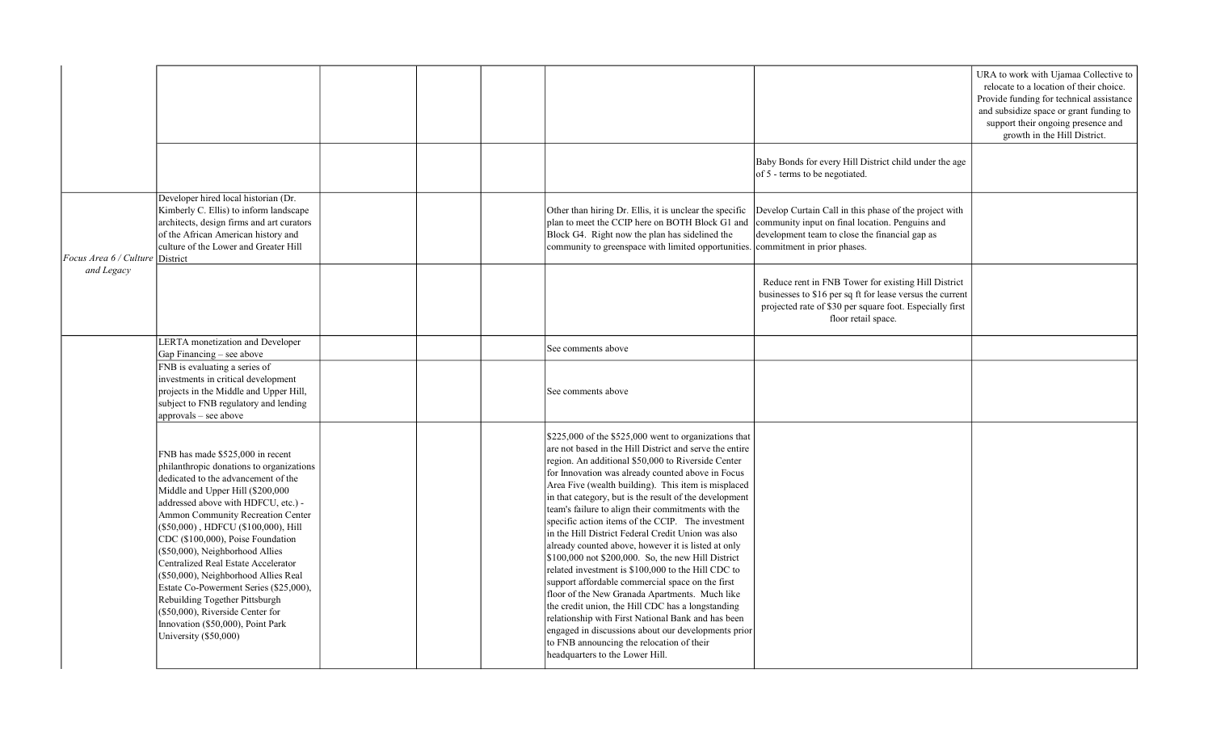| | | | | | | | |
|---|---|---|---|---|---|---|---|
| | | | | | | | URA to work with Ujamaa Collective to relocate to a location of their choice. Provide funding for technical assistance and subsidize space or grant funding to support their ongoing presence and growth in the Hill District. |
| | | | | | | Baby Bonds for every Hill District child under the age of 5 - terms to be negotiated. | |
| *Focus Area 6 / Culture and Legacy* | Developer hired local historian (Dr. Kimberly C. Ellis) to inform landscape architects, design firms and art curators of the African American history and culture of the Lower and Greater Hill District | | | | Other than hiring Dr. Ellis, it is unclear the specific plan to meet the CCIP here on BOTH Block G1 and Block G4. Right now the plan has sidelined the community to greenspace with limited opportunities. | Develop Curtain Call in this phase of the project with community input on final location. Penguins and development team to close the financial gap as commitment in prior phases. | |
| | | | | | | Reduce rent in FNB Tower for existing Hill District businesses to $16 per sq ft for lease versus the current projected rate of $30 per square foot. Especially first floor retail space. | |
| | LERTA monetization and Developer Gap Financing – see above | | | | See comments above | | |
| | FNB is evaluating a series of investments in critical development projects in the Middle and Upper Hill, subject to FNB regulatory and lending approvals – see above | | | | See comments above | | |
| | FNB has made $525,000 in recent philanthropic donations to organizations dedicated to the advancement of the Middle and Upper Hill ($200,000 addressed above with HDFCU, etc.) - Ammon Community Recreation Center ($50,000) , HDFCU ($100,000), Hill CDC ($100,000), Poise Foundation ($50,000), Neighborhood Allies Centralized Real Estate Accelerator ($50,000), Neighborhood Allies Real Estate Co-Powerment Series ($25,000), Rebuilding Together Pittsburgh ($50,000), Riverside Center for Innovation ($50,000), Point Park University ($50,000) | | | | $225,000 of the $525,000 went to organizations that are not based in the Hill District and serve the entire region. An additional $50,000 to Riverside Center for Innovation was already counted above in Focus Area Five (wealth building). This item is misplaced in that category, but is the result of the development team's failure to align their commitments with the specific action items of the CCIP. The investment in the Hill District Federal Credit Union was also already counted above, however it is listed at only $100,000 not $200,000. So, the new Hill District related investment is $100,000 to the Hill CDC to support affordable commercial space on the first floor of the New Granada Apartments. Much like the credit union, the Hill CDC has a longstanding relationship with First National Bank and has been engaged in discussions about our developments prior to FNB announcing the relocation of their headquarters to the Lower Hill. | | |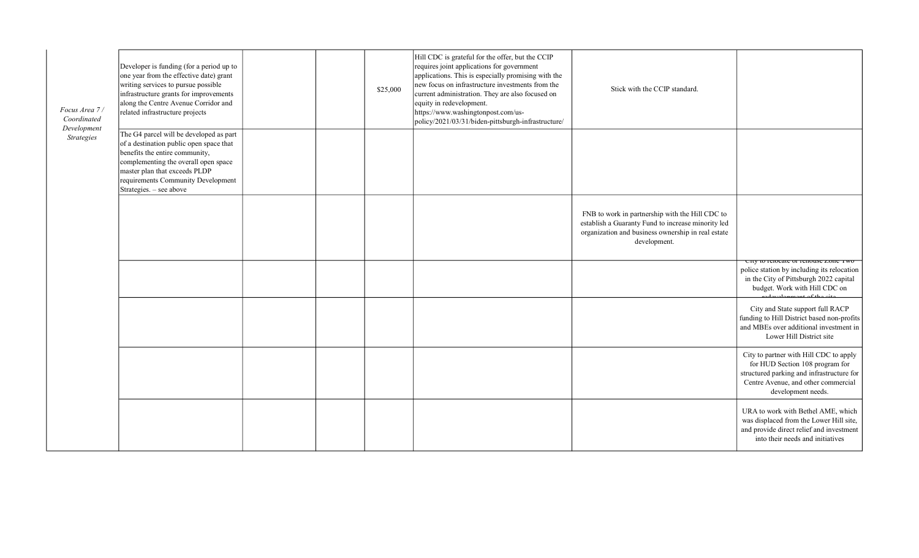| | | | | | | | |
|---|---|---|---|---|---|---|---|
| *Focus Area 7 / Coordinated Development Strategies* | Developer is funding (for a period up to one year from the effective date) grant writing services to pursue possible infrastructure grants for improvements along the Centre Avenue Corridor and related infrastructure projects | | | $25,000 | Hill CDC is grateful for the offer, but the CCIP requires joint applications for government applications. This is especially promising with the new focus on infrastructure investments from the current administration. They are also focused on equity in redevelopment. https://www.washingtonpost.com/us-policy/2021/03/31/biden-pittsburgh-infrastructure/ | Stick with the CCIP standard. | |
| | The G4 parcel will be developed as part of a destination public open space that benefits the entire community, complementing the overall open space master plan that exceeds PLDP requirements Community Development Strategies. – see above | | | | | | |
| | | | | | | FNB to work in partnership with the Hill CDC to establish a Guaranty Fund to increase minority led organization and business ownership in real estate development. | |
| | | | | | | | City to relocate or rehouse Zone Two police station by including its relocation in the City of Pittsburgh 2022 capital budget. Work with Hill CDC on redevelopment of the site. |
| | | | | | | | City and State support full RACP funding to Hill District based non-profits and MBEs over additional investment in Lower Hill District site |
| | | | | | | | City to partner with Hill CDC to apply for HUD Section 108 program for structured parking and infrastructure for Centre Avenue, and other commercial development needs. |
| | | | | | | | URA to work with Bethel AME, which was displaced from the Lower Hill site, and provide direct relief and investment into their needs and initiatives |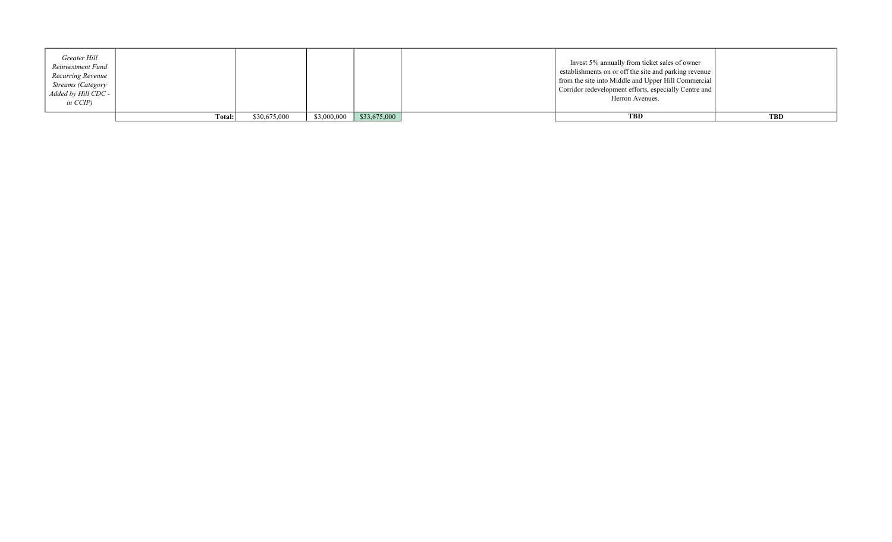| | | | | | | | |
|---|---|---|---|---|---|---|---|
| *Greater Hill Reinvestment Fund Recurring Revenue Streams (Category Added by Hill CDC - in CCIP)* | | | | | | Invest 5% annually from ticket sales of owner establishments on or off the site and parking revenue from the site into Middle and Upper Hill Commercial Corridor redevelopment efforts, especially Centre and Herron Avenues. | |
| | **Total:** | $30,675,000 | $3,000,000 | $33,675,000 | | **TBD** | **TBD** |